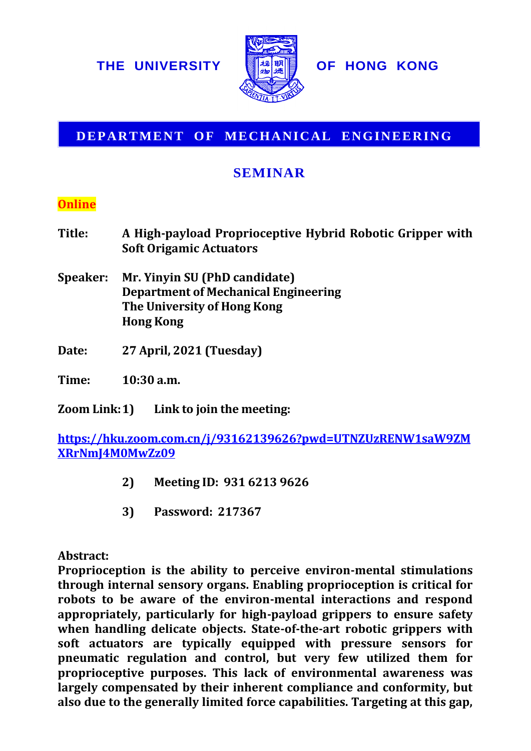# THE UNIVERSITY OF HONG KONG

## DEPARTMENT OF MECHANICAL ENGINEERING

## SEMINAR

**Online**

**Title:** **A High-payload Proprioceptive Hybrid Robotic Gripper with Soft Origamic Actuators**

**Speaker:** **Mr. Yinyin SU (PhD candidate)**
**Department of Mechanical Engineering**
**The University of Hong Kong**
**Hong Kong**

**Date:** **27 April, 2021 (Tuesday)**

**Time:** **10:30 a.m.**

**Zoom Link:** **1) Link to join the meeting:**

https://hku.zoom.com.cn/j/93162139626?pwd=UTNZUzRENW1saW9ZMXRrNmJ4M0MwZz09

**2) Meeting ID: 931 6213 9626**

**3) Password: 217367**

**Abstract:**

**Proprioception is the ability to perceive environ-mental stimulations through internal sensory organs. Enabling proprioception is critical for robots to be aware of the environ-mental interactions and respond appropriately, particularly for high-payload grippers to ensure safety when handling delicate objects. State-of-the-art robotic grippers with soft actuators are typically equipped with pressure sensors for pneumatic regulation and control, but very few utilized them for proprioceptive purposes. This lack of environmental awareness was largely compensated by their inherent compliance and conformity, but also due to the generally limited force capabilities. Targeting at this gap,**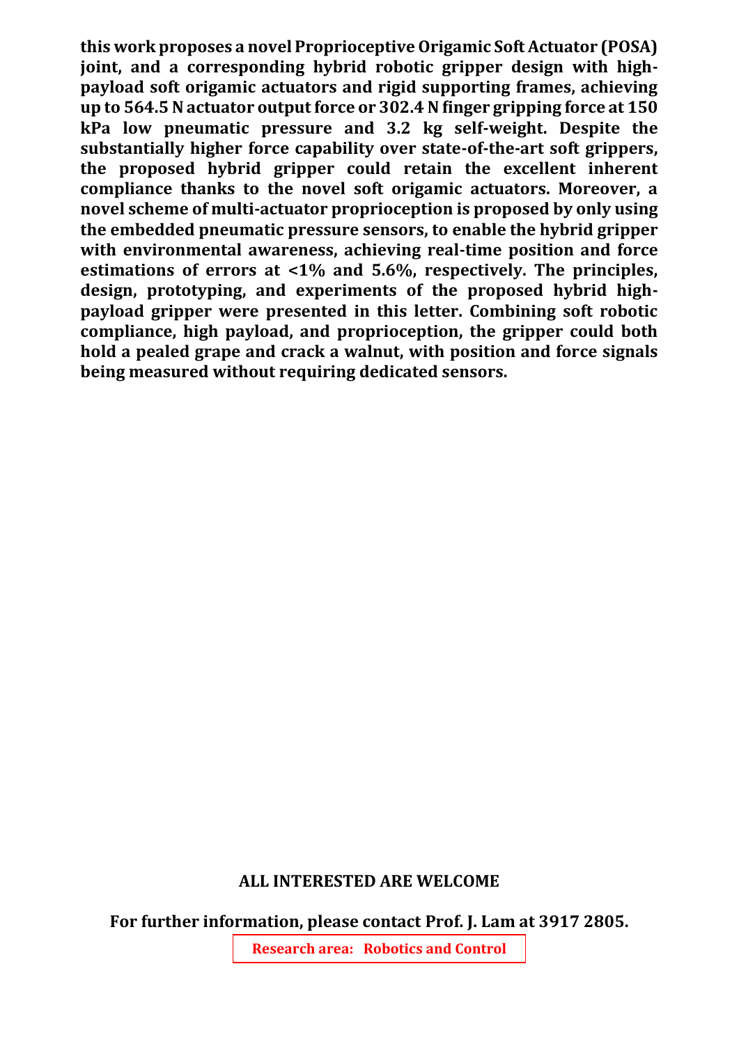**this work proposes a novel Proprioceptive Origamic Soft Actuator (POSA) joint, and a corresponding hybrid robotic gripper design with high-payload soft origamic actuators and rigid supporting frames, achieving up to 564.5 N actuator output force or 302.4 N finger gripping force at 150 kPa low pneumatic pressure and 3.2 kg self-weight. Despite the substantially higher force capability over state-of-the-art soft grippers, the proposed hybrid gripper could retain the excellent inherent compliance thanks to the novel soft origamic actuators. Moreover, a novel scheme of multi-actuator proprioception is proposed by only using the embedded pneumatic pressure sensors, to enable the hybrid gripper with environmental awareness, achieving real-time position and force estimations of errors at <1% and 5.6%, respectively. The principles, design, prototyping, and experiments of the proposed hybrid high-payload gripper were presented in this letter. Combining soft robotic compliance, high payload, and proprioception, the gripper could both hold a pealed grape and crack a walnut, with position and force signals being measured without requiring dedicated sensors.**

**ALL INTERESTED ARE WELCOME**

**For further information, please contact Prof. J. Lam at 3917 2805.**

**Research area: Robotics and Control**